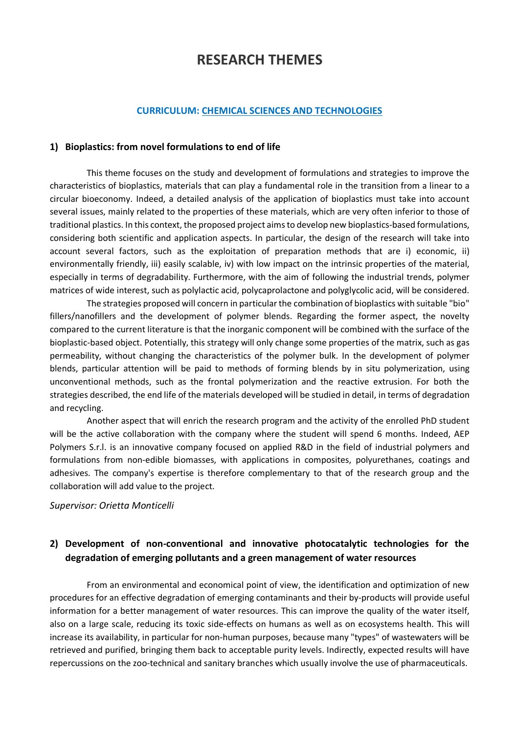# RESEARCH THEMES

### CURRICULUM: CHEMICAL SCIENCES AND TECHNOLOGIES

## 1) Bioplastics: from novel formulations to end of life

This theme focuses on the study and development of formulations and strategies to improve the characteristics of bioplastics, materials that can play a fundamental role in the transition from a linear to a circular bioeconomy. Indeed, a detailed analysis of the application of bioplastics must take into account several issues, mainly related to the properties of these materials, which are very often inferior to those of traditional plastics. In this context, the proposed project aims to develop new bioplastics-based formulations, considering both scientific and application aspects. In particular, the design of the research will take into account several factors, such as the exploitation of preparation methods that are i) economic, ii) environmentally friendly, iii) easily scalable, iv) with low impact on the intrinsic properties of the material, especially in terms of degradability. Furthermore, with the aim of following the industrial trends, polymer matrices of wide interest, such as polylactic acid, polycaprolactone and polyglycolic acid, will be considered.

The strategies proposed will concern in particular the combination of bioplastics with suitable "bio" fillers/nanofillers and the development of polymer blends. Regarding the former aspect, the novelty compared to the current literature is that the inorganic component will be combined with the surface of the bioplastic-based object. Potentially, this strategy will only change some properties of the matrix, such as gas permeability, without changing the characteristics of the polymer bulk. In the development of polymer blends, particular attention will be paid to methods of forming blends by in situ polymerization, using unconventional methods, such as the frontal polymerization and the reactive extrusion. For both the strategies described, the end life of the materials developed will be studied in detail, in terms of degradation and recycling.

Another aspect that will enrich the research program and the activity of the enrolled PhD student will be the active collaboration with the company where the student will spend 6 months. Indeed, AEP Polymers S.r.l. is an innovative company focused on applied R&D in the field of industrial polymers and formulations from non-edible biomasses, with applications in composites, polyurethanes, coatings and adhesives. The company's expertise is therefore complementary to that of the research group and the collaboration will add value to the project.

*Supervisor: Orietta Monticelli*

## 2) Development of non-conventional and innovative photocatalytic technologies for the degradation of emerging pollutants and a green management of water resources

From an environmental and economical point of view, the identification and optimization of new procedures for an effective degradation of emerging contaminants and their by-products will provide useful information for a better management of water resources. This can improve the quality of the water itself, also on a large scale, reducing its toxic side-effects on humans as well as on ecosystems health. This will increase its availability, in particular for non-human purposes, because many "types" of wastewaters will be retrieved and purified, bringing them back to acceptable purity levels. Indirectly, expected results will have repercussions on the zoo-technical and sanitary branches which usually involve the use of pharmaceuticals.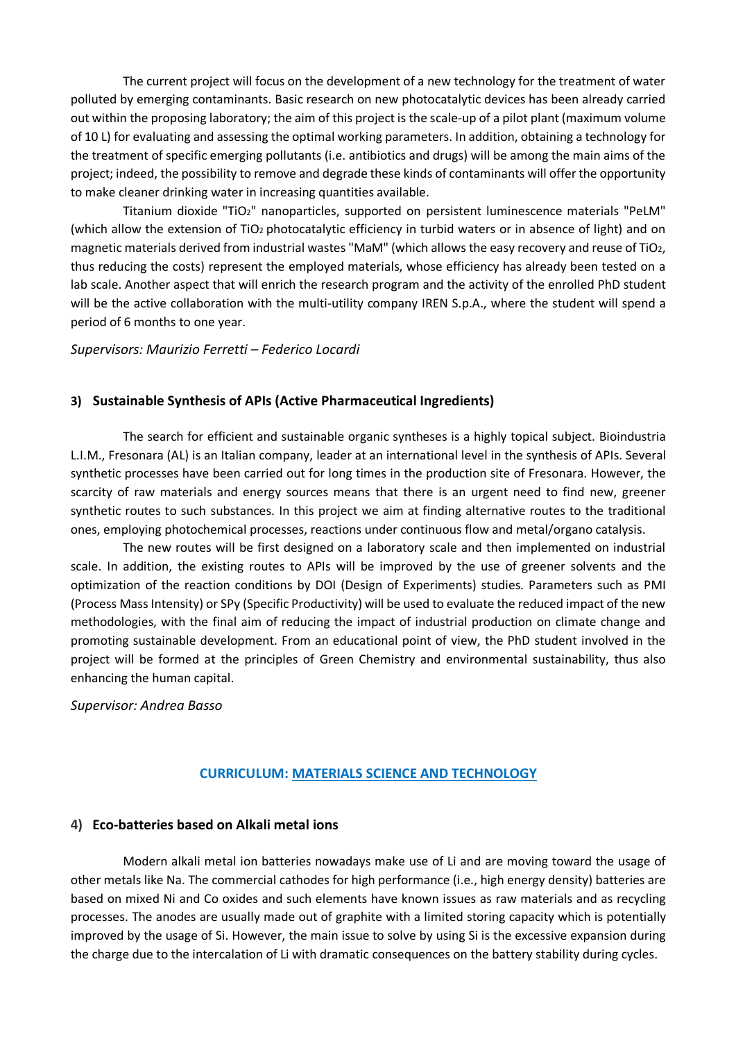The current project will focus on the development of a new technology for the treatment of water polluted by emerging contaminants. Basic research on new photocatalytic devices has been already carried out within the proposing laboratory; the aim of this project is the scale-up of a pilot plant (maximum volume of 10 L) for evaluating and assessing the optimal working parameters. In addition, obtaining a technology for the treatment of specific emerging pollutants (i.e. antibiotics and drugs) will be among the main aims of the project; indeed, the possibility to remove and degrade these kinds of contaminants will offer the opportunity to make cleaner drinking water in increasing quantities available.

Titanium dioxide "$TiO_2$" nanoparticles, supported on persistent luminescence materials "PeLM" (which allow the extension of $TiO_2$ photocatalytic efficiency in turbid waters or in absence of light) and on magnetic materials derived from industrial wastes "MaM" (which allows the easy recovery and reuse of $TiO_2$, thus reducing the costs) represent the employed materials, whose efficiency has already been tested on a lab scale. Another aspect that will enrich the research program and the activity of the enrolled PhD student will be the active collaboration with the multi-utility company IREN S.p.A., where the student will spend a period of 6 months to one year.

*Supervisors: Maurizio Ferretti – Federico Locardi*

### 3) Sustainable Synthesis of APIs (Active Pharmaceutical Ingredients)

The search for efficient and sustainable organic syntheses is a highly topical subject. Bioindustria L.I.M., Fresonara (AL) is an Italian company, leader at an international level in the synthesis of APIs. Several synthetic processes have been carried out for long times in the production site of Fresonara. However, the scarcity of raw materials and energy sources means that there is an urgent need to find new, greener synthetic routes to such substances. In this project we aim at finding alternative routes to the traditional ones, employing photochemical processes, reactions under continuous flow and metal/organo catalysis.

The new routes will be first designed on a laboratory scale and then implemented on industrial scale. In addition, the existing routes to APIs will be improved by the use of greener solvents and the optimization of the reaction conditions by DOI (Design of Experiments) studies. Parameters such as PMI (Process Mass Intensity) or SPy (Specific Productivity) will be used to evaluate the reduced impact of the new methodologies, with the final aim of reducing the impact of industrial production on climate change and promoting sustainable development. From an educational point of view, the PhD student involved in the project will be formed at the principles of Green Chemistry and environmental sustainability, thus also enhancing the human capital.

*Supervisor: Andrea Basso*

## CURRICULUM: MATERIALS SCIENCE AND TECHNOLOGY

### 4) Eco-batteries based on Alkali metal ions

Modern alkali metal ion batteries nowadays make use of Li and are moving toward the usage of other metals like Na. The commercial cathodes for high performance (i.e., high energy density) batteries are based on mixed Ni and Co oxides and such elements have known issues as raw materials and as recycling processes. The anodes are usually made out of graphite with a limited storing capacity which is potentially improved by the usage of Si. However, the main issue to solve by using Si is the excessive expansion during the charge due to the intercalation of Li with dramatic consequences on the battery stability during cycles.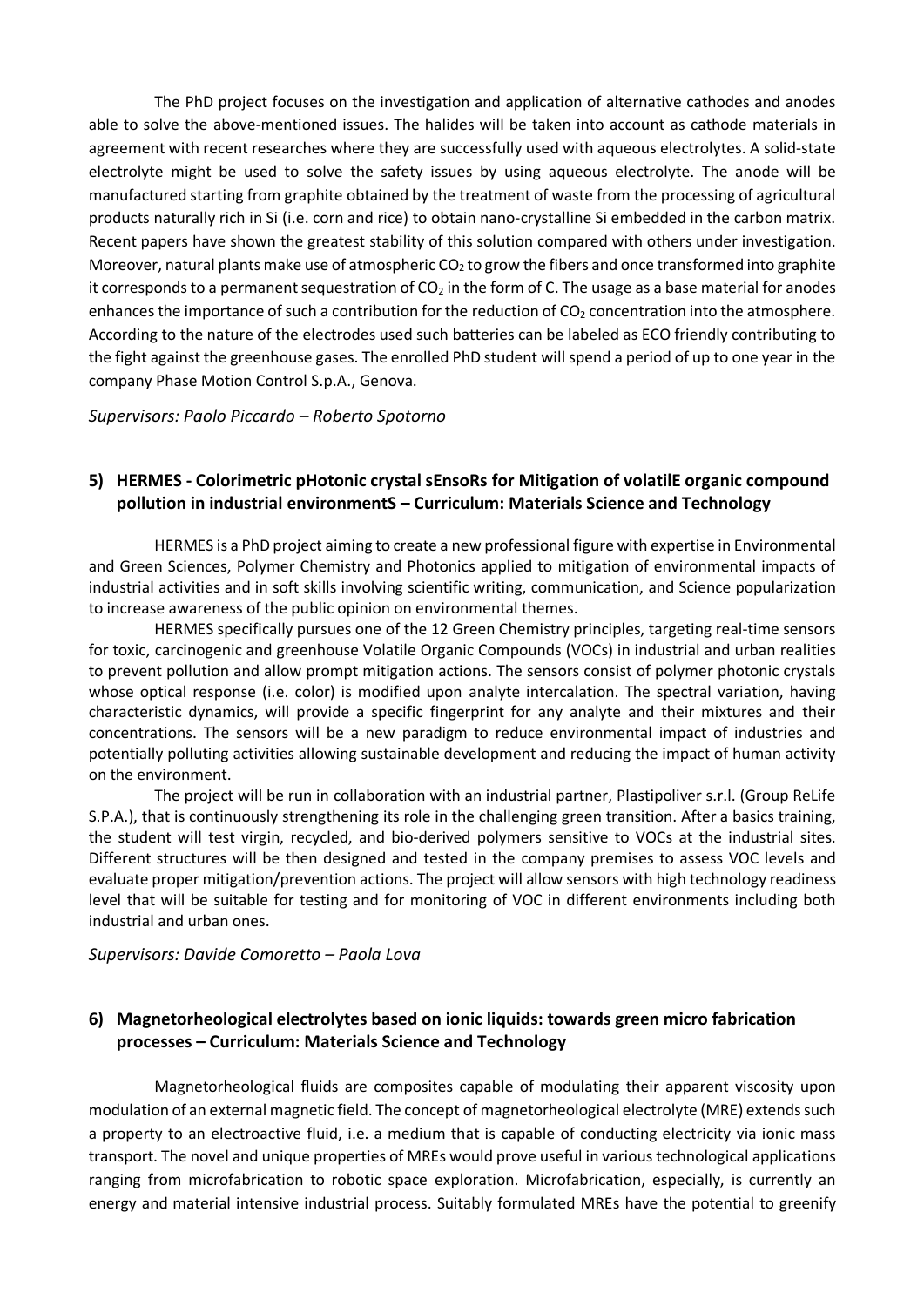The PhD project focuses on the investigation and application of alternative cathodes and anodes able to solve the above-mentioned issues. The halides will be taken into account as cathode materials in agreement with recent researches where they are successfully used with aqueous electrolytes. A solid-state electrolyte might be used to solve the safety issues by using aqueous electrolyte. The anode will be manufactured starting from graphite obtained by the treatment of waste from the processing of agricultural products naturally rich in Si (i.e. corn and rice) to obtain nano-crystalline Si embedded in the carbon matrix. Recent papers have shown the greatest stability of this solution compared with others under investigation. Moreover, natural plants make use of atmospheric $CO_2$ to grow the fibers and once transformed into graphite it corresponds to a permanent sequestration of $CO_2$ in the form of C. The usage as a base material for anodes enhances the importance of such a contribution for the reduction of $CO_2$ concentration into the atmosphere. According to the nature of the electrodes used such batteries can be labeled as ECO friendly contributing to the fight against the greenhouse gases. The enrolled PhD student will spend a period of up to one year in the company Phase Motion Control S.p.A., Genova.

*Supervisors: Paolo Piccardo – Roberto Spotorno*

## 5) HERMES - Colorimetric pHotonic crystal sEnsoRs for Mitigation of volatilE organic compound pollution in industrial environmentS – Curriculum: Materials Science and Technology

HERMES is a PhD project aiming to create a new professional figure with expertise in Environmental and Green Sciences, Polymer Chemistry and Photonics applied to mitigation of environmental impacts of industrial activities and in soft skills involving scientific writing, communication, and Science popularization to increase awareness of the public opinion on environmental themes.

HERMES specifically pursues one of the 12 Green Chemistry principles, targeting real-time sensors for toxic, carcinogenic and greenhouse Volatile Organic Compounds (VOCs) in industrial and urban realities to prevent pollution and allow prompt mitigation actions. The sensors consist of polymer photonic crystals whose optical response (i.e. color) is modified upon analyte intercalation. The spectral variation, having characteristic dynamics, will provide a specific fingerprint for any analyte and their mixtures and their concentrations. The sensors will be a new paradigm to reduce environmental impact of industries and potentially polluting activities allowing sustainable development and reducing the impact of human activity on the environment.

The project will be run in collaboration with an industrial partner, Plastipoliver s.r.l. (Group ReLife S.P.A.), that is continuously strengthening its role in the challenging green transition. After a basics training, the student will test virgin, recycled, and bio-derived polymers sensitive to VOCs at the industrial sites. Different structures will be then designed and tested in the company premises to assess VOC levels and evaluate proper mitigation/prevention actions. The project will allow sensors with high technology readiness level that will be suitable for testing and for monitoring of VOC in different environments including both industrial and urban ones.

*Supervisors: Davide Comoretto – Paola Lova*

## 6) Magnetorheological electrolytes based on ionic liquids: towards green micro fabrication processes – Curriculum: Materials Science and Technology

Magnetorheological fluids are composites capable of modulating their apparent viscosity upon modulation of an external magnetic field. The concept of magnetorheological electrolyte (MRE) extends such a property to an electroactive fluid, i.e. a medium that is capable of conducting electricity via ionic mass transport. The novel and unique properties of MREs would prove useful in various technological applications ranging from microfabrication to robotic space exploration. Microfabrication, especially, is currently an energy and material intensive industrial process. Suitably formulated MREs have the potential to greenify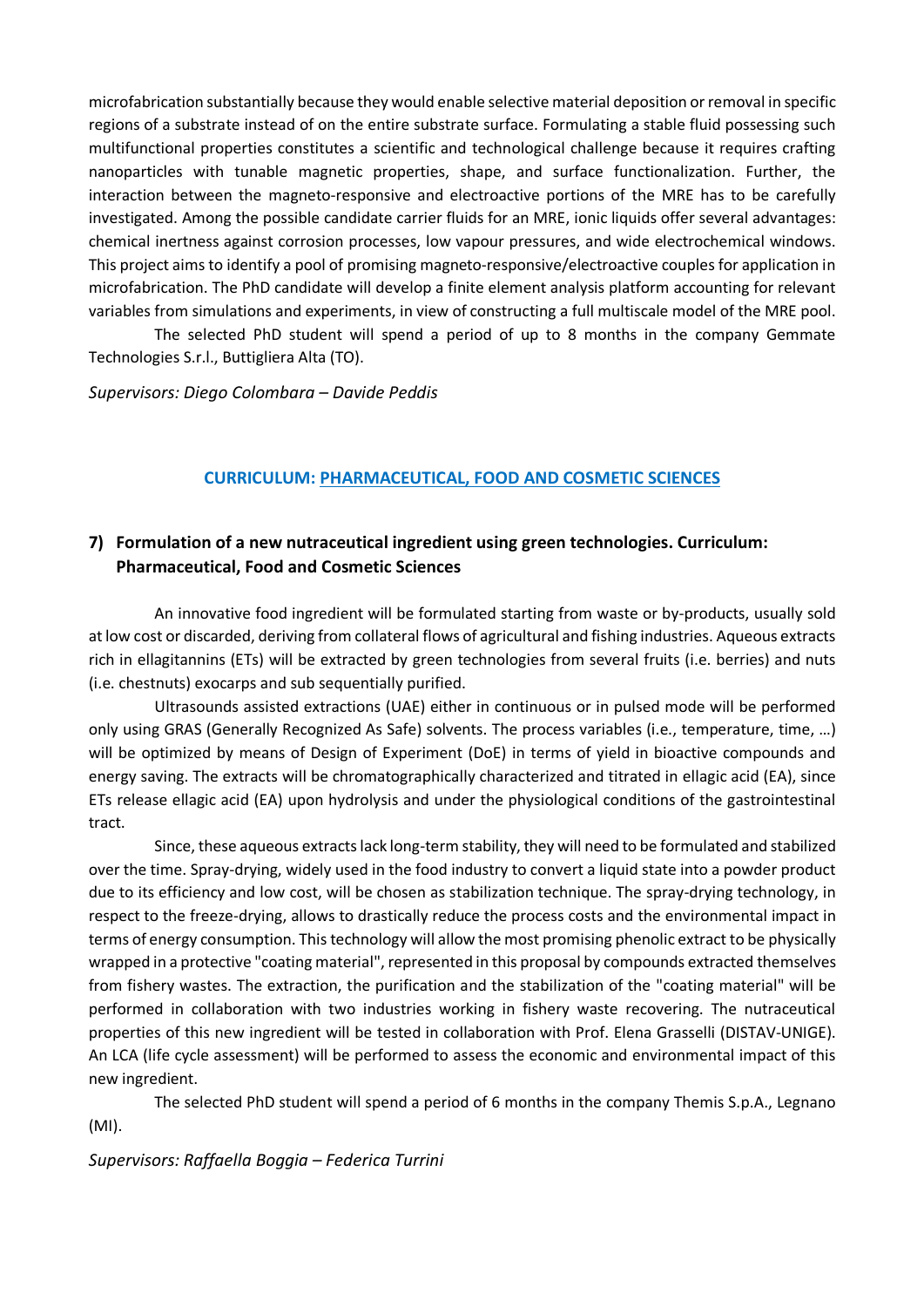microfabrication substantially because they would enable selective material deposition or removal in specific regions of a substrate instead of on the entire substrate surface. Formulating a stable fluid possessing such multifunctional properties constitutes a scientific and technological challenge because it requires crafting nanoparticles with tunable magnetic properties, shape, and surface functionalization. Further, the interaction between the magneto-responsive and electroactive portions of the MRE has to be carefully investigated. Among the possible candidate carrier fluids for an MRE, ionic liquids offer several advantages: chemical inertness against corrosion processes, low vapour pressures, and wide electrochemical windows. This project aims to identify a pool of promising magneto-responsive/electroactive couples for application in microfabrication. The PhD candidate will develop a finite element analysis platform accounting for relevant variables from simulations and experiments, in view of constructing a full multiscale model of the MRE pool.

The selected PhD student will spend a period of up to 8 months in the company Gemmate Technologies S.r.l., Buttigliera Alta (TO).

*Supervisors: Diego Colombara – Davide Peddis*

## CURRICULUM: PHARMACEUTICAL, FOOD AND COSMETIC SCIENCES

### 7) Formulation of a new nutraceutical ingredient using green technologies. Curriculum: Pharmaceutical, Food and Cosmetic Sciences

An innovative food ingredient will be formulated starting from waste or by-products, usually sold at low cost or discarded, deriving from collateral flows of agricultural and fishing industries. Aqueous extracts rich in ellagitannins (ETs) will be extracted by green technologies from several fruits (i.e. berries) and nuts (i.e. chestnuts) exocarps and sub sequentially purified.

Ultrasounds assisted extractions (UAE) either in continuous or in pulsed mode will be performed only using GRAS (Generally Recognized As Safe) solvents. The process variables (i.e., temperature, time, …) will be optimized by means of Design of Experiment (DoE) in terms of yield in bioactive compounds and energy saving. The extracts will be chromatographically characterized and titrated in ellagic acid (EA), since ETs release ellagic acid (EA) upon hydrolysis and under the physiological conditions of the gastrointestinal tract.

Since, these aqueous extracts lack long-term stability, they will need to be formulated and stabilized over the time. Spray-drying, widely used in the food industry to convert a liquid state into a powder product due to its efficiency and low cost, will be chosen as stabilization technique. The spray-drying technology, in respect to the freeze-drying, allows to drastically reduce the process costs and the environmental impact in terms of energy consumption. This technology will allow the most promising phenolic extract to be physically wrapped in a protective "coating material", represented in this proposal by compounds extracted themselves from fishery wastes. The extraction, the purification and the stabilization of the "coating material" will be performed in collaboration with two industries working in fishery waste recovering. The nutraceutical properties of this new ingredient will be tested in collaboration with Prof. Elena Grasselli (DISTAV-UNIGE). An LCA (life cycle assessment) will be performed to assess the economic and environmental impact of this new ingredient.

The selected PhD student will spend a period of 6 months in the company Themis S.p.A., Legnano (MI).

*Supervisors: Raffaella Boggia – Federica Turrini*